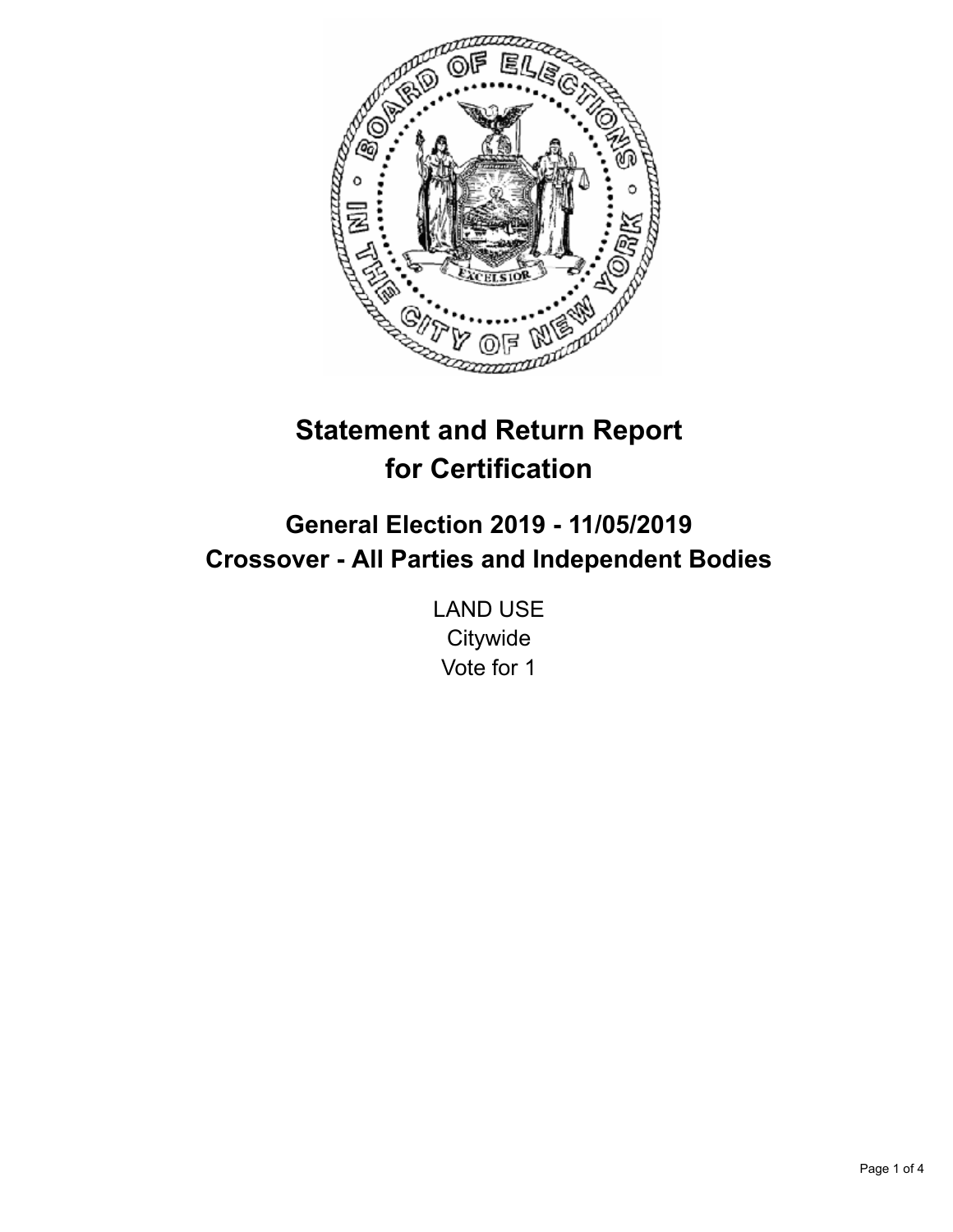# Statement and Return Report for Certification

## General Election 2019 - 11/05/2019
## Crossover - All Parties and Independent Bodies

LAND USE
Citywide
Vote for 1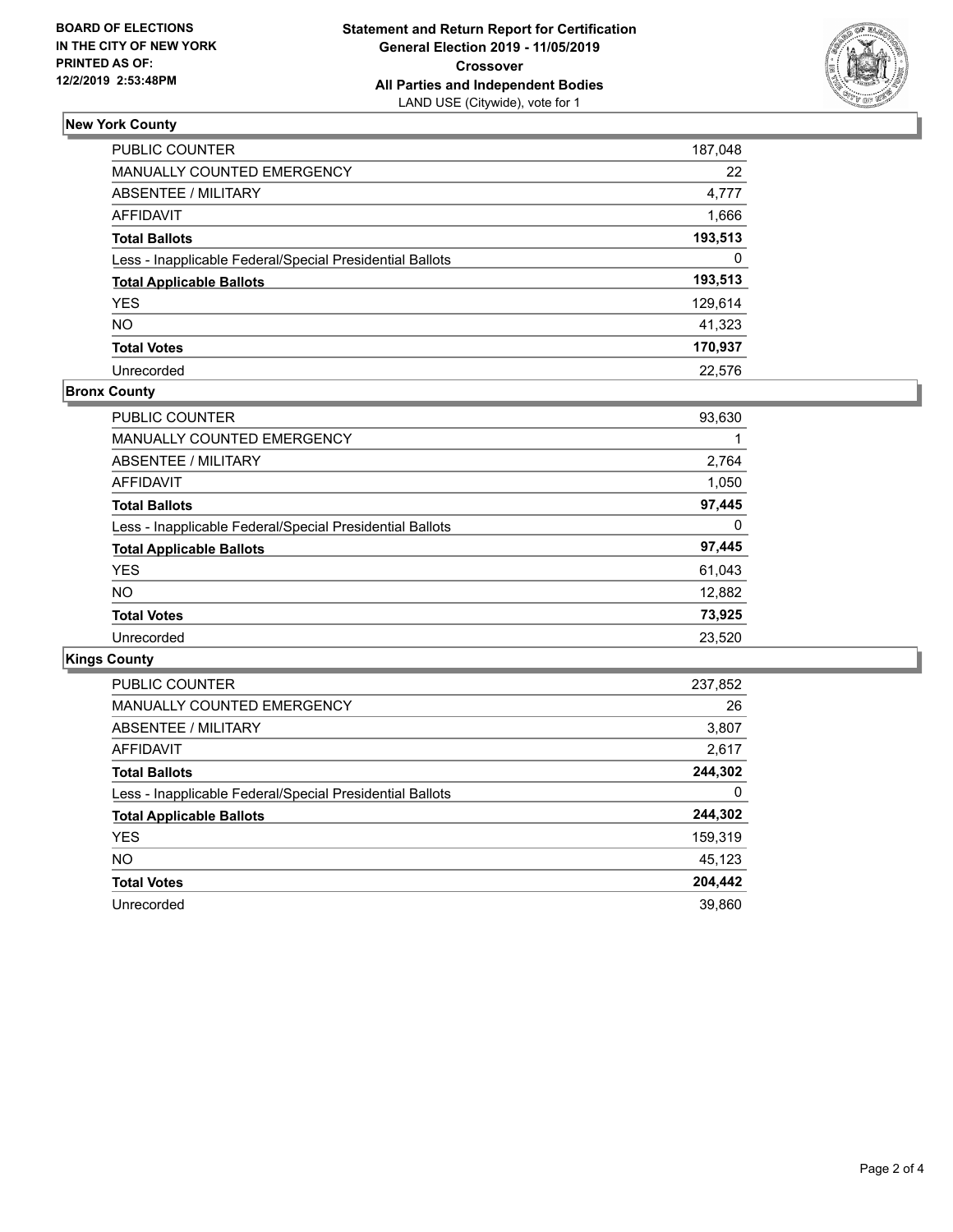BOARD OF ELECTIONS
IN THE CITY OF NEW YORK
PRINTED AS OF:
12/2/2019 2:53:48PM

**Statement and Return Report for Certification**
**General Election 2019 - 11/05/2019**
**Crossover**
**All Parties and Independent Bodies**
LAND USE (Citywide), vote for 1

## New York County

| | |
|---|---|
| PUBLIC COUNTER | 187,048 |
| MANUALLY COUNTED EMERGENCY | 22 |
| ABSENTEE / MILITARY | 4,777 |
| AFFIDAVIT | 1,666 |
| **Total Ballots** | **193,513** |
| Less - Inapplicable Federal/Special Presidential Ballots | 0 |
| **Total Applicable Ballots** | **193,513** |
| YES | 129,614 |
| NO | 41,323 |
| **Total Votes** | **170,937** |
| Unrecorded | 22,576 |

## Bronx County

| | |
|---|---|
| PUBLIC COUNTER | 93,630 |
| MANUALLY COUNTED EMERGENCY | 1 |
| ABSENTEE / MILITARY | 2,764 |
| AFFIDAVIT | 1,050 |
| **Total Ballots** | **97,445** |
| Less - Inapplicable Federal/Special Presidential Ballots | 0 |
| **Total Applicable Ballots** | **97,445** |
| YES | 61,043 |
| NO | 12,882 |
| **Total Votes** | **73,925** |
| Unrecorded | 23,520 |

## Kings County

| | |
|---|---|
| PUBLIC COUNTER | 237,852 |
| MANUALLY COUNTED EMERGENCY | 26 |
| ABSENTEE / MILITARY | 3,807 |
| AFFIDAVIT | 2,617 |
| **Total Ballots** | **244,302** |
| Less - Inapplicable Federal/Special Presidential Ballots | 0 |
| **Total Applicable Ballots** | **244,302** |
| YES | 159,319 |
| NO | 45,123 |
| **Total Votes** | **204,442** |
| Unrecorded | 39,860 |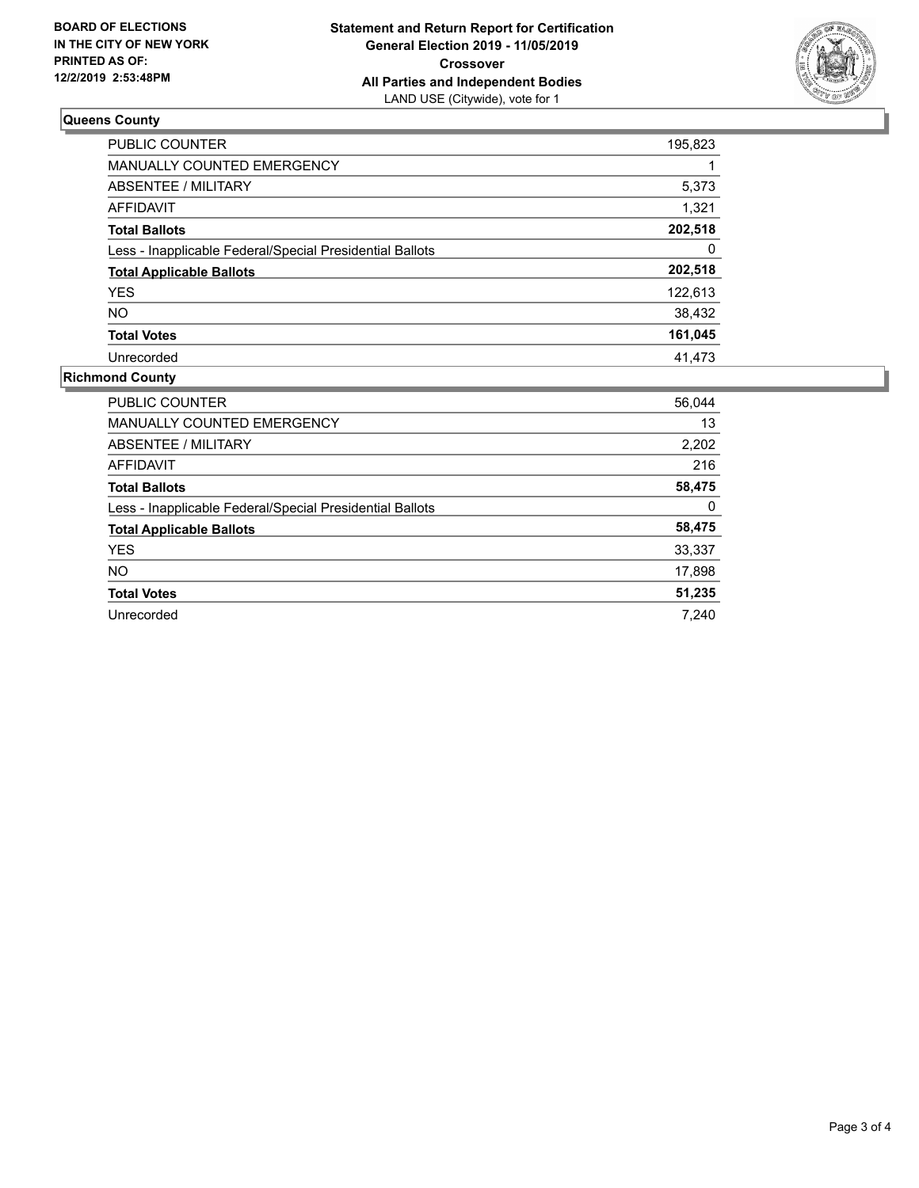**BOARD OF ELECTIONS IN THE CITY OF NEW YORK PRINTED AS OF: 12/2/2019 2:53:48PM**

**Statement and Return Report for Certification**
**General Election 2019 - 11/05/2019**
**Crossover**
**All Parties and Independent Bodies**
LAND USE (Citywide), vote for 1

### Queens County

| | |
|---|---|
| PUBLIC COUNTER | 195,823 |
| MANUALLY COUNTED EMERGENCY | 1 |
| ABSENTEE / MILITARY | 5,373 |
| AFFIDAVIT | 1,321 |
| **Total Ballots** | **202,518** |
| Less - Inapplicable Federal/Special Presidential Ballots | 0 |
| **Total Applicable Ballots** | **202,518** |
| YES | 122,613 |
| NO | 38,432 |
| **Total Votes** | **161,045** |
| Unrecorded | 41,473 |

### Richmond County

| | |
|---|---|
| PUBLIC COUNTER | 56,044 |
| MANUALLY COUNTED EMERGENCY | 13 |
| ABSENTEE / MILITARY | 2,202 |
| AFFIDAVIT | 216 |
| **Total Ballots** | **58,475** |
| Less - Inapplicable Federal/Special Presidential Ballots | 0 |
| **Total Applicable Ballots** | **58,475** |
| YES | 33,337 |
| NO | 17,898 |
| **Total Votes** | **51,235** |
| Unrecorded | 7,240 |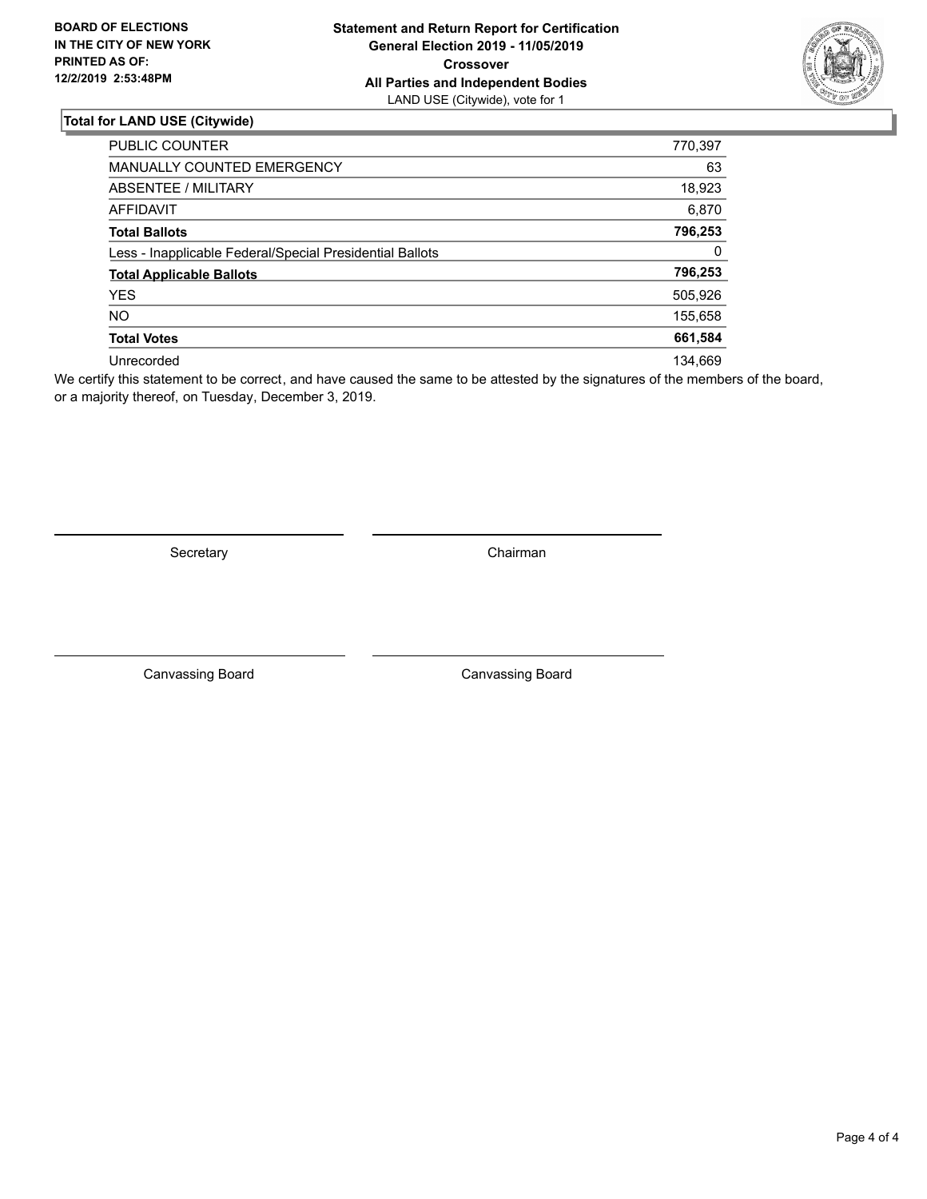**BOARD OF ELECTIONS IN THE CITY OF NEW YORK**
**PRINTED AS OF:**
**12/2/2019 2:53:48PM**

**Statement and Return Report for Certification**
**General Election 2019 - 11/05/2019**
**Crossover**
**All Parties and Independent Bodies**
LAND USE (Citywide), vote for 1

### Total for LAND USE (Citywide)

| | |
|---|---|
| PUBLIC COUNTER | 770,397 |
| MANUALLY COUNTED EMERGENCY | 63 |
| ABSENTEE / MILITARY | 18,923 |
| AFFIDAVIT | 6,870 |
| **Total Ballots** | **796,253** |
| Less - Inapplicable Federal/Special Presidential Ballots | 0 |
| **Total Applicable Ballots** | **796,253** |
| YES | 505,926 |
| NO | 155,658 |
| **Total Votes** | **661,584** |
| Unrecorded | 134,669 |

We certify this statement to be correct, and have caused the same to be attested by the signatures of the members of the board, or a majority thereof, on Tuesday, December 3, 2019.

Secretary

Chairman

Canvassing Board

Canvassing Board